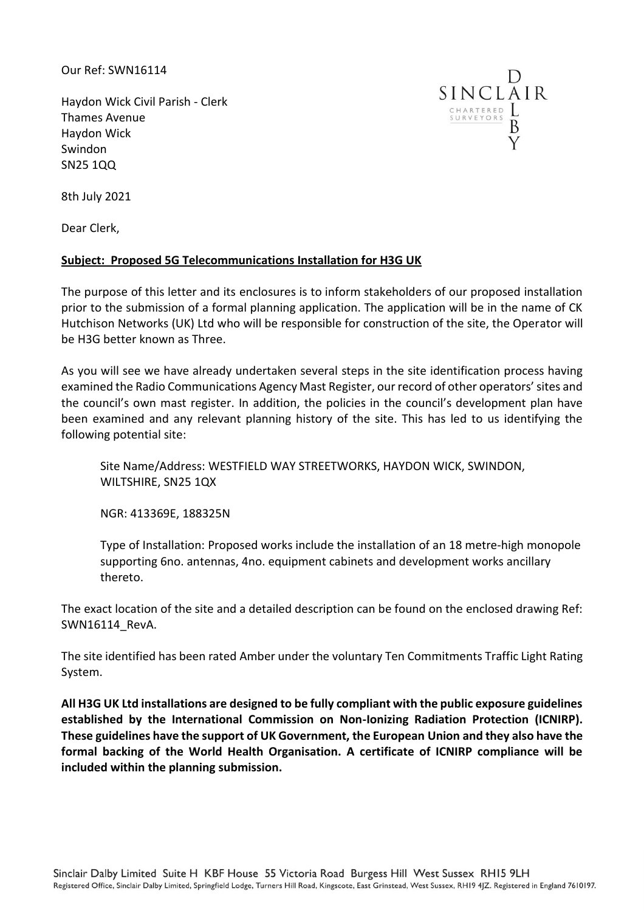Our Ref: SWN16114

SINCLAIR DALBY CHARTERED SURVEYORS

Haydon Wick Civil Parish - Clerk
Thames Avenue
Haydon Wick
Swindon
SN25 1QQ

8th July 2021

Dear Clerk,

**Subject: Proposed 5G Telecommunications Installation for H3G UK**

The purpose of this letter and its enclosures is to inform stakeholders of our proposed installation prior to the submission of a formal planning application. The application will be in the name of CK Hutchison Networks (UK) Ltd who will be responsible for construction of the site, the Operator will be H3G better known as Three.

As you will see we have already undertaken several steps in the site identification process having examined the Radio Communications Agency Mast Register, our record of other operators' sites and the council's own mast register. In addition, the policies in the council's development plan have been examined and any relevant planning history of the site. This has led to us identifying the following potential site:

> Site Name/Address: WESTFIELD WAY STREETWORKS, HAYDON WICK, SWINDON, WILTSHIRE, SN25 1QX
>
> NGR: 413369E, 188325N
>
> Type of Installation: Proposed works include the installation of an 18 metre-high monopole supporting 6no. antennas, 4no. equipment cabinets and development works ancillary thereto.

The exact location of the site and a detailed description can be found on the enclosed drawing Ref: SWN16114_RevA.

The site identified has been rated Amber under the voluntary Ten Commitments Traffic Light Rating System.

**All H3G UK Ltd installations are designed to be fully compliant with the public exposure guidelines established by the International Commission on Non-Ionizing Radiation Protection (ICNIRP). These guidelines have the support of UK Government, the European Union and they also have the formal backing of the World Health Organisation. A certificate of ICNIRP compliance will be included within the planning submission.**

Sinclair Dalby Limited Suite H KBF House 55 Victoria Road Burgess Hill West Sussex RH15 9LH
Registered Office, Sinclair Dalby Limited, Springfield Lodge, Turners Hill Road, Kingscote, East Grinstead, West Sussex, RH19 4JZ. Registered in England 7610197.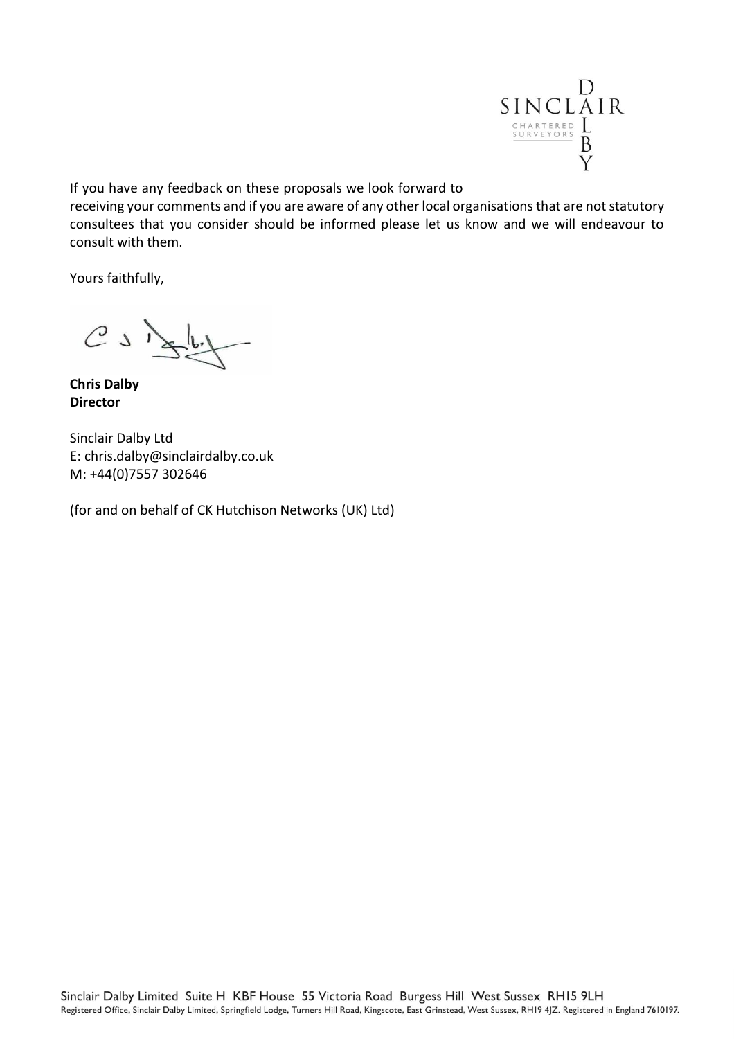If you have any feedback on these proposals we look forward to receiving your comments and if you are aware of any other local organisations that are not statutory consultees that you consider should be informed please let us know and we will endeavour to consult with them.

Yours faithfully,

**Chris Dalby**
**Director**

Sinclair Dalby Ltd
E: chris.dalby@sinclairdalby.co.uk
M: +44(0)7557 302646

(for and on behalf of CK Hutchison Networks (UK) Ltd)